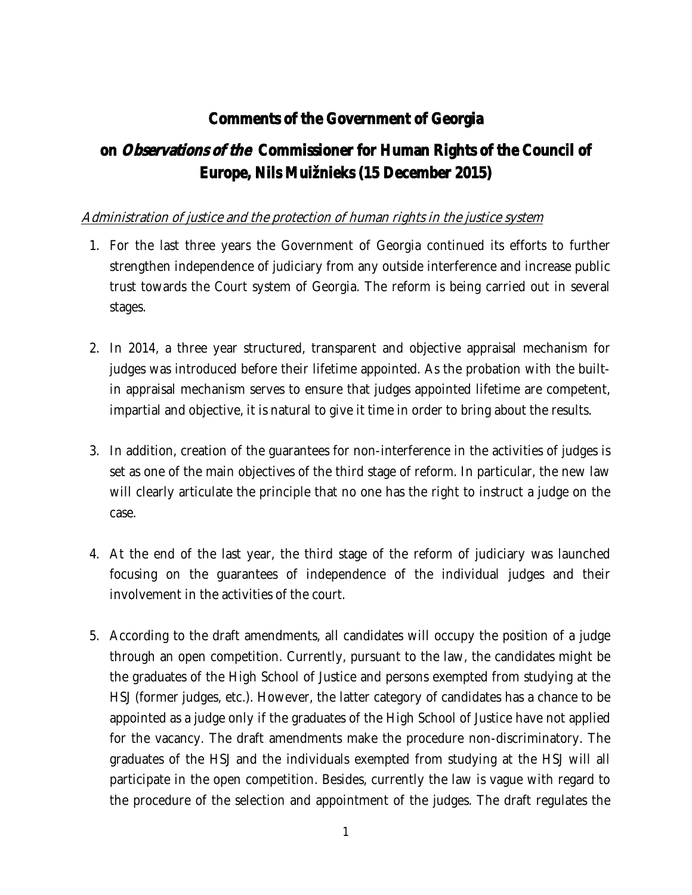# Comments of the Government of Georgia

# on *Observations of the* Commissioner for Human Rights of the Council of Europe, Nils Muižnieks (15 December 2015)

*Administration of justice and the protection of human rights in the justice system*

1. For the last three years the Government of Georgia continued its efforts to further strengthen independence of judiciary from any outside interference and increase public trust towards the Court system of Georgia. The reform is being carried out in several stages.

2. In 2014, a three year structured, transparent and objective appraisal mechanism for judges was introduced before their lifetime appointed. As the probation with the built-in appraisal mechanism serves to ensure that judges appointed lifetime are competent, impartial and objective, it is natural to give it time in order to bring about the results.

3. In addition, creation of the guarantees for non-interference in the activities of judges is set as one of the main objectives of the third stage of reform. In particular, the new law will clearly articulate the principle that no one has the right to instruct a judge on the case.

4. At the end of the last year, the third stage of the reform of judiciary was launched focusing on the guarantees of independence of the individual judges and their involvement in the activities of the court.

5. According to the draft amendments, all candidates will occupy the position of a judge through an open competition. Currently, pursuant to the law, the candidates might be the graduates of the High School of Justice and persons exempted from studying at the HSJ (former judges, etc.). However, the latter category of candidates has a chance to be appointed as a judge only if the graduates of the High School of Justice have not applied for the vacancy. The draft amendments make the procedure non-discriminatory. The graduates of the HSJ and the individuals exempted from studying at the HSJ will all participate in the open competition. Besides, currently the law is vague with regard to the procedure of the selection and appointment of the judges. The draft regulates the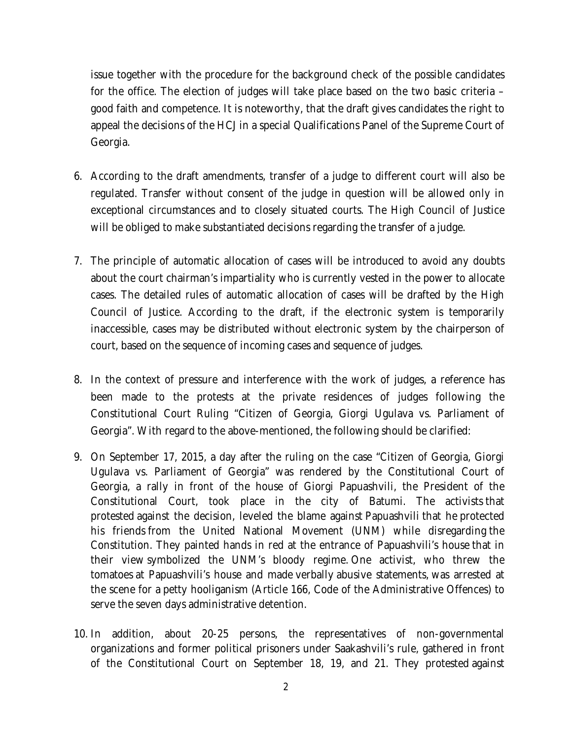issue together with the procedure for the background check of the possible candidates for the office. The election of judges will take place based on the two basic criteria – good faith and competence. It is noteworthy, that the draft gives candidates the right to appeal the decisions of the HCJ in a special Qualifications Panel of the Supreme Court of Georgia.

6. According to the draft amendments, transfer of a judge to different court will also be regulated. Transfer without consent of the judge in question will be allowed only in exceptional circumstances and to closely situated courts. The High Council of Justice will be obliged to make substantiated decisions regarding the transfer of a judge.

7. The principle of automatic allocation of cases will be introduced to avoid any doubts about the court chairman's impartiality who is currently vested in the power to allocate cases. The detailed rules of automatic allocation of cases will be drafted by the High Council of Justice. According to the draft, if the electronic system is temporarily inaccessible, cases may be distributed without electronic system by the chairperson of court, based on the sequence of incoming cases and sequence of judges.

8. In the context of pressure and interference with the work of judges, a reference has been made to the protests at the private residences of judges following the Constitutional Court Ruling "Citizen of Georgia, Giorgi Ugulava vs. Parliament of Georgia". With regard to the above-mentioned, the following should be clarified:

9. On September 17, 2015, a day after the ruling on the case "Citizen of Georgia, Giorgi Ugulava vs. Parliament of Georgia" was rendered by the Constitutional Court of Georgia, a rally in front of the house of Giorgi Papuashvili, the President of the Constitutional Court, took place in the city of Batumi. The activists that protested against the decision, leveled the blame against Papuashvili that he protected his friends from the United National Movement (UNM) while disregarding the Constitution. They painted hands in red at the entrance of Papuashvili's house that in their view symbolized the UNM's bloody regime. One activist, who threw the tomatoes at Papuashvili's house and made verbally abusive statements, was arrested at the scene for a petty hooliganism (Article 166, Code of the Administrative Offences) to serve the seven days administrative detention.

10. In addition, about 20-25 persons, the representatives of non-governmental organizations and former political prisoners under Saakashvili's rule, gathered in front of the Constitutional Court on September 18, 19, and 21. They protested against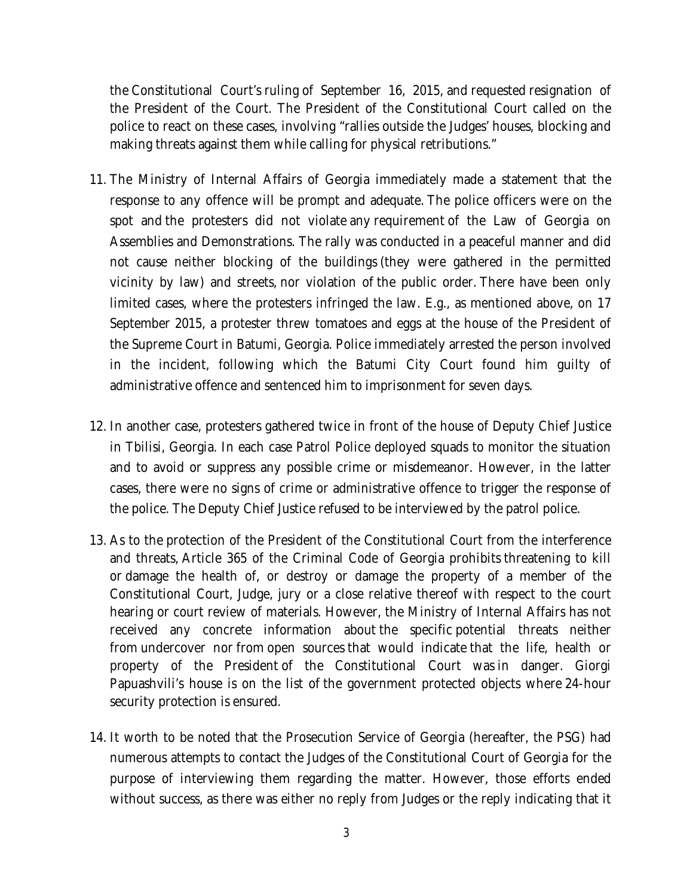the Constitutional Court's ruling of September 16, 2015, and requested resignation of the President of the Court. The President of the Constitutional Court called on the police to react on these cases, involving "rallies outside the Judges' houses, blocking and making threats against them while calling for physical retributions."

11. The Ministry of Internal Affairs of Georgia immediately made a statement that the response to any offence will be prompt and adequate. The police officers were on the spot and the protesters did not violate any requirement of the Law of Georgia on Assemblies and Demonstrations. The rally was conducted in a peaceful manner and did not cause neither blocking of the buildings (they were gathered in the permitted vicinity by law) and streets, nor violation of the public order. There have been only limited cases, where the protesters infringed the law. E.g., as mentioned above, on 17 September 2015, a protester threw tomatoes and eggs at the house of the President of the Supreme Court in Batumi, Georgia. Police immediately arrested the person involved in the incident, following which the Batumi City Court found him guilty of administrative offence and sentenced him to imprisonment for seven days.

12. In another case, protesters gathered twice in front of the house of Deputy Chief Justice in Tbilisi, Georgia. In each case Patrol Police deployed squads to monitor the situation and to avoid or suppress any possible crime or misdemeanor. However, in the latter cases, there were no signs of crime or administrative offence to trigger the response of the police. The Deputy Chief Justice refused to be interviewed by the patrol police.

13. As to the protection of the President of the Constitutional Court from the interference and threats, Article 365 of the Criminal Code of Georgia prohibits threatening to kill or damage the health of, or destroy or damage the property of a member of the Constitutional Court, Judge, jury or a close relative thereof with respect to the court hearing or court review of materials. However, the Ministry of Internal Affairs has not received any concrete information about the specific potential threats neither from undercover nor from open sources that would indicate that the life, health or property of the President of the Constitutional Court was in danger. Giorgi Papuashvili's house is on the list of the government protected objects where 24-hour security protection is ensured.

14. It worth to be noted that the Prosecution Service of Georgia (hereafter, the PSG) had numerous attempts to contact the Judges of the Constitutional Court of Georgia for the purpose of interviewing them regarding the matter. However, those efforts ended without success, as there was either no reply from Judges or the reply indicating that it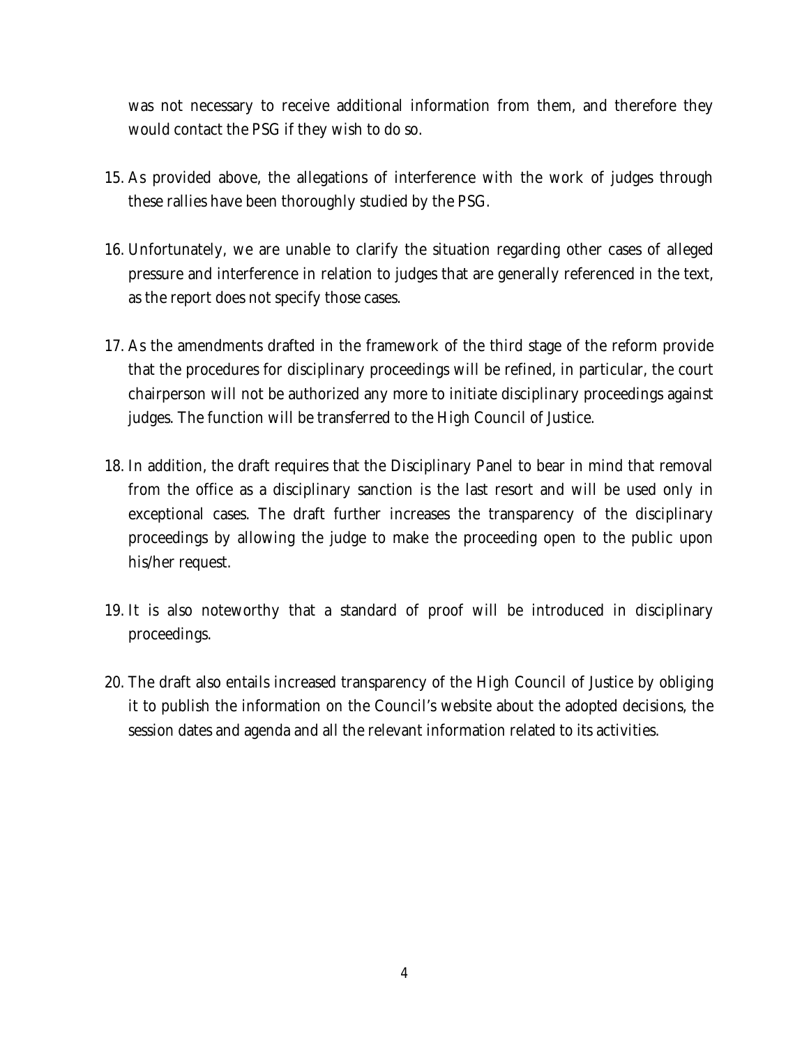was not necessary to receive additional information from them, and therefore they would contact the PSG if they wish to do so.

15. As provided above, the allegations of interference with the work of judges through these rallies have been thoroughly studied by the PSG.

16. Unfortunately, we are unable to clarify the situation regarding other cases of alleged pressure and interference in relation to judges that are generally referenced in the text, as the report does not specify those cases.

17. As the amendments drafted in the framework of the third stage of the reform provide that the procedures for disciplinary proceedings will be refined, in particular, the court chairperson will not be authorized any more to initiate disciplinary proceedings against judges. The function will be transferred to the High Council of Justice.

18. In addition, the draft requires that the Disciplinary Panel to bear in mind that removal from the office as a disciplinary sanction is the last resort and will be used only in exceptional cases. The draft further increases the transparency of the disciplinary proceedings by allowing the judge to make the proceeding open to the public upon his/her request.

19. It is also noteworthy that a standard of proof will be introduced in disciplinary proceedings.

20. The draft also entails increased transparency of the High Council of Justice by obliging it to publish the information on the Council's website about the adopted decisions, the session dates and agenda and all the relevant information related to its activities.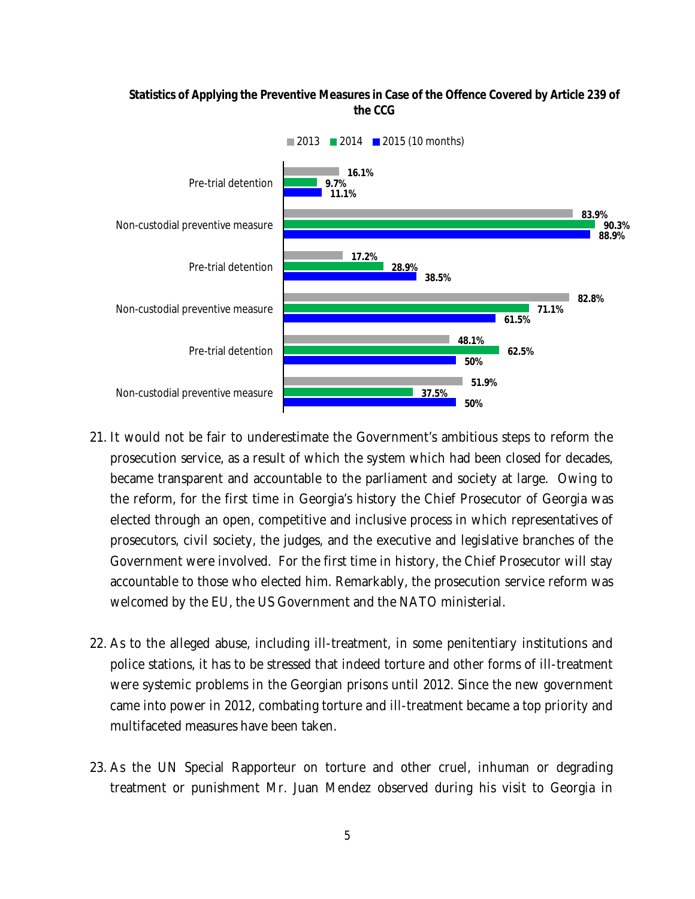**Statistics of Applying the Preventive Measures in Case of the Offence Covered by Article 239 of the CCG**

| | 2013 | 2014 | 2015 (10 months) |
|---|---|---|---|
| Pre-trial detention | 16.1% | 9.7% | 11.1% |
| Non-custodial preventive measure | 83.9% | 90.3% | 88.9% |
| Pre-trial detention | 17.2% | 28.9% | 38.5% |
| Non-custodial preventive measure | 82.8% | 71.1% | 61.5% |
| Pre-trial detention | 48.1% | 62.5% | 50% |
| Non-custodial preventive measure | 51.9% | 37.5% | 50% |

21. It would not be fair to underestimate the Government's ambitious steps to reform the prosecution service, as a result of which the system which had been closed for decades, became transparent and accountable to the parliament and society at large. Owing to the reform, for the first time in Georgia's history the Chief Prosecutor of Georgia was elected through an open, competitive and inclusive process in which representatives of prosecutors, civil society, the judges, and the executive and legislative branches of the Government were involved. For the first time in history, the Chief Prosecutor will stay accountable to those who elected him. Remarkably, the prosecution service reform was welcomed by the EU, the US Government and the NATO ministerial.

22. As to the alleged abuse, including ill-treatment, in some penitentiary institutions and police stations, it has to be stressed that indeed torture and other forms of ill-treatment were systemic problems in the Georgian prisons until 2012. Since the new government came into power in 2012, combating torture and ill-treatment became a top priority and multifaceted measures have been taken.

23. As the UN Special Rapporteur on torture and other cruel, inhuman or degrading treatment or punishment Mr. Juan Mendez observed during his visit to Georgia in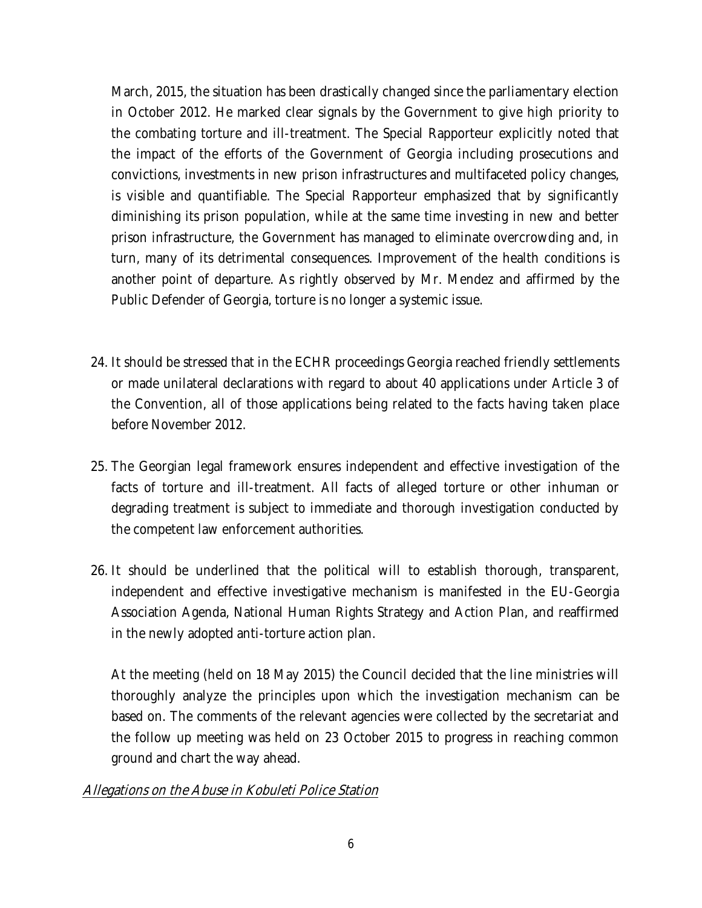March, 2015, the situation has been drastically changed since the parliamentary election in October 2012. He marked clear signals by the Government to give high priority to the combating torture and ill-treatment. The Special Rapporteur explicitly noted that the impact of the efforts of the Government of Georgia including prosecutions and convictions, investments in new prison infrastructures and multifaceted policy changes, is visible and quantifiable. The Special Rapporteur emphasized that by significantly diminishing its prison population, while at the same time investing in new and better prison infrastructure, the Government has managed to eliminate overcrowding and, in turn, many of its detrimental consequences. Improvement of the health conditions is another point of departure. As rightly observed by Mr. Mendez and affirmed by the Public Defender of Georgia, torture is no longer a systemic issue.

24. It should be stressed that in the ECHR proceedings Georgia reached friendly settlements or made unilateral declarations with regard to about 40 applications under Article 3 of the Convention, all of those applications being related to the facts having taken place before November 2012.

25. The Georgian legal framework ensures independent and effective investigation of the facts of torture and ill-treatment. All facts of alleged torture or other inhuman or degrading treatment is subject to immediate and thorough investigation conducted by the competent law enforcement authorities.

26. It should be underlined that the political will to establish thorough, transparent, independent and effective investigative mechanism is manifested in the EU-Georgia Association Agenda, National Human Rights Strategy and Action Plan, and reaffirmed in the newly adopted anti-torture action plan.

    At the meeting (held on 18 May 2015) the Council decided that the line ministries will thoroughly analyze the principles upon which the investigation mechanism can be based on. The comments of the relevant agencies were collected by the secretariat and the follow up meeting was held on 23 October 2015 to progress in reaching common ground and chart the way ahead.

*Allegations on the Abuse in Kobuleti Police Station*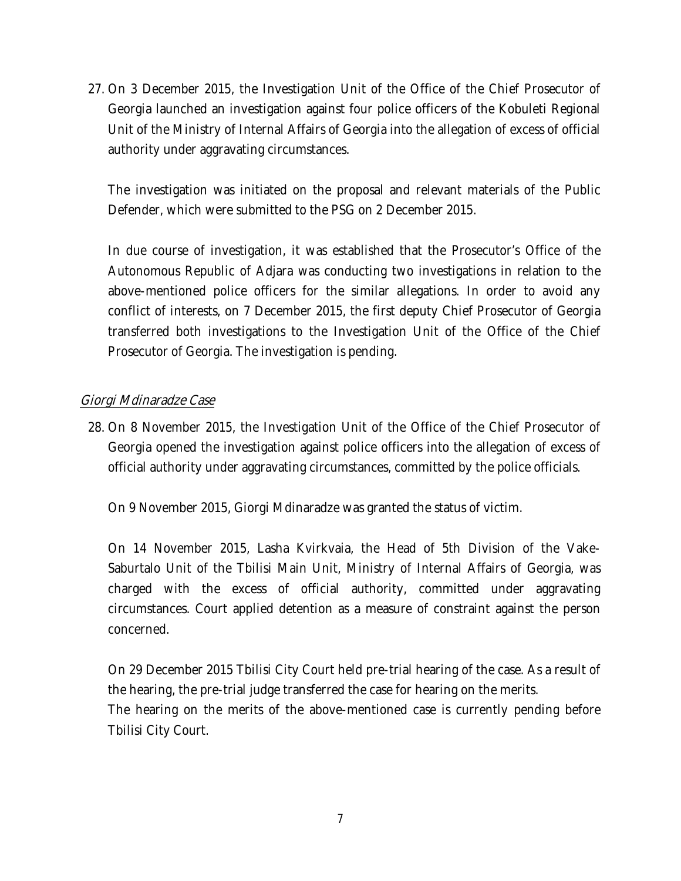27. On 3 December 2015, the Investigation Unit of the Office of the Chief Prosecutor of Georgia launched an investigation against four police officers of the Kobuleti Regional Unit of the Ministry of Internal Affairs of Georgia into the allegation of excess of official authority under aggravating circumstances.

    The investigation was initiated on the proposal and relevant materials of the Public Defender, which were submitted to the PSG on 2 December 2015.

    In due course of investigation, it was established that the Prosecutor's Office of the Autonomous Republic of Adjara was conducting two investigations in relation to the above-mentioned police officers for the similar allegations. In order to avoid any conflict of interests, on 7 December 2015, the first deputy Chief Prosecutor of Georgia transferred both investigations to the Investigation Unit of the Office of the Chief Prosecutor of Georgia. The investigation is pending.

*Giorgi Mdinaradze Case*

28. On 8 November 2015, the Investigation Unit of the Office of the Chief Prosecutor of Georgia opened the investigation against police officers into the allegation of excess of official authority under aggravating circumstances, committed by the police officials.

    On 9 November 2015, Giorgi Mdinaradze was granted the status of victim.

    On 14 November 2015, Lasha Kvirkvaia, the Head of 5th Division of the Vake-Saburtalo Unit of the Tbilisi Main Unit, Ministry of Internal Affairs of Georgia, was charged with the excess of official authority, committed under aggravating circumstances. Court applied detention as a measure of constraint against the person concerned.

    On 29 December 2015 Tbilisi City Court held pre-trial hearing of the case. As a result of the hearing, the pre-trial judge transferred the case for hearing on the merits.
    The hearing on the merits of the above-mentioned case is currently pending before Tbilisi City Court.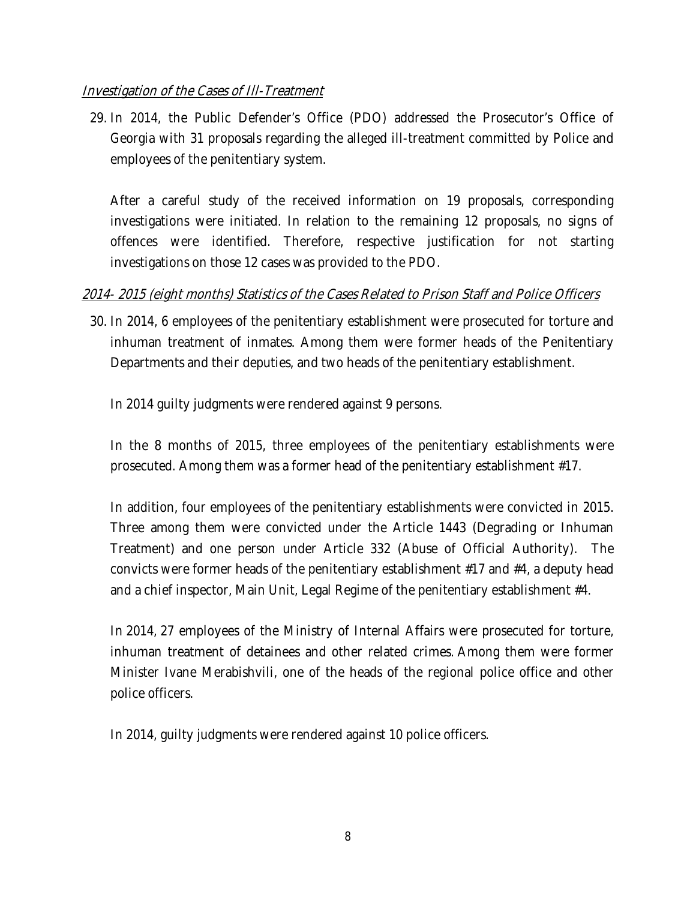*Investigation of the Cases of Ill-Treatment*

29. In 2014, the Public Defender's Office (PDO) addressed the Prosecutor's Office of Georgia with 31 proposals regarding the alleged ill-treatment committed by Police and employees of the penitentiary system.

    After a careful study of the received information on 19 proposals, corresponding investigations were initiated. In relation to the remaining 12 proposals, no signs of offences were identified. Therefore, respective justification for not starting investigations on those 12 cases was provided to the PDO.

*2014- 2015 (eight months) Statistics of the Cases Related to Prison Staff and Police Officers*

30. In 2014, 6 employees of the penitentiary establishment were prosecuted for torture and inhuman treatment of inmates. Among them were former heads of the Penitentiary Departments and their deputies, and two heads of the penitentiary establishment.

    In 2014 guilty judgments were rendered against 9 persons.

    In the 8 months of 2015, three employees of the penitentiary establishments were prosecuted. Among them was a former head of the penitentiary establishment #17.

    In addition, four employees of the penitentiary establishments were convicted in 2015. Three among them were convicted under the Article 1443 (Degrading or Inhuman Treatment) and one person under Article 332 (Abuse of Official Authority). The convicts were former heads of the penitentiary establishment #17 and #4, a deputy head and a chief inspector, Main Unit, Legal Regime of the penitentiary establishment #4.

    In 2014, 27 employees of the Ministry of Internal Affairs were prosecuted for torture, inhuman treatment of detainees and other related crimes. Among them were former Minister Ivane Merabishvili, one of the heads of the regional police office and other police officers.

    In 2014, guilty judgments were rendered against 10 police officers.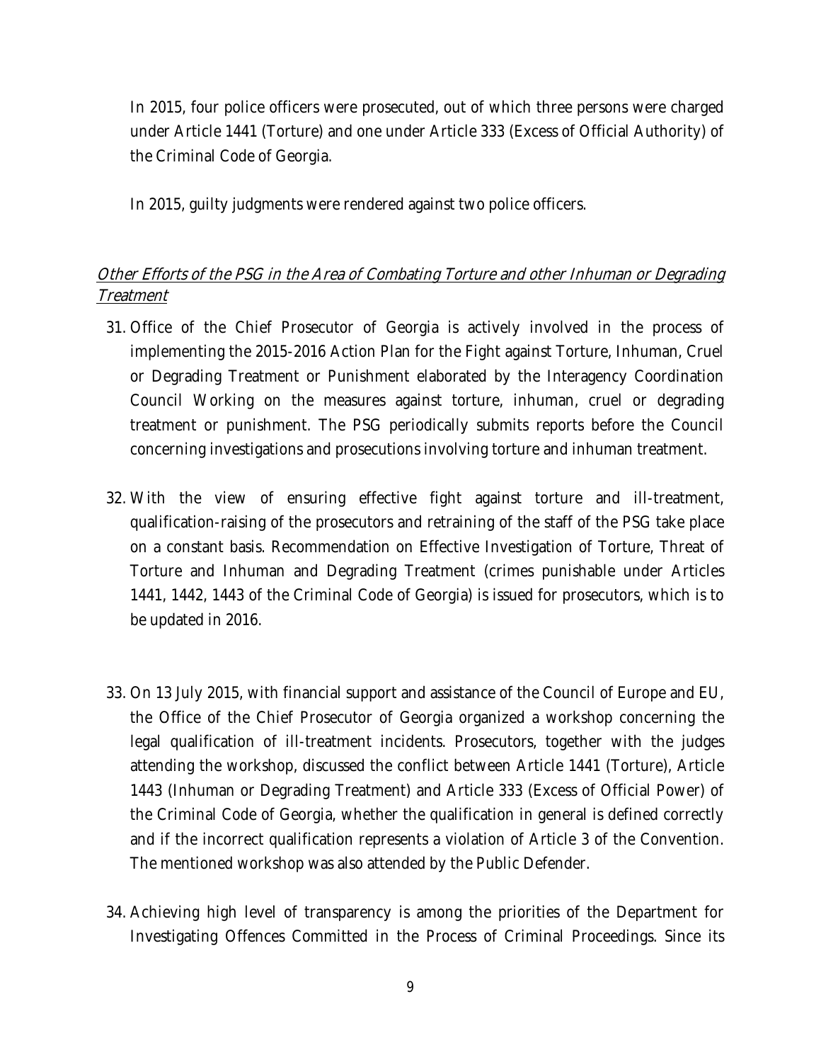In 2015, four police officers were prosecuted, out of which three persons were charged under Article 1441 (Torture) and one under Article 333 (Excess of Official Authority) of the Criminal Code of Georgia.

In 2015, guilty judgments were rendered against two police officers.

*<u>Other Efforts of the PSG in the Area of Combating Torture and other Inhuman or Degrading Treatment</u>*

31. Office of the Chief Prosecutor of Georgia is actively involved in the process of implementing the 2015-2016 Action Plan for the Fight against Torture, Inhuman, Cruel or Degrading Treatment or Punishment elaborated by the Interagency Coordination Council Working on the measures against torture, inhuman, cruel or degrading treatment or punishment. The PSG periodically submits reports before the Council concerning investigations and prosecutions involving torture and inhuman treatment.

32. With the view of ensuring effective fight against torture and ill-treatment, qualification-raising of the prosecutors and retraining of the staff of the PSG take place on a constant basis. Recommendation on Effective Investigation of Torture, Threat of Torture and Inhuman and Degrading Treatment (crimes punishable under Articles 1441, 1442, 1443 of the Criminal Code of Georgia) is issued for prosecutors, which is to be updated in 2016.

33. On 13 July 2015, with financial support and assistance of the Council of Europe and EU, the Office of the Chief Prosecutor of Georgia organized a workshop concerning the legal qualification of ill-treatment incidents. Prosecutors, together with the judges attending the workshop, discussed the conflict between Article 1441 (Torture), Article 1443 (Inhuman or Degrading Treatment) and Article 333 (Excess of Official Power) of the Criminal Code of Georgia, whether the qualification in general is defined correctly and if the incorrect qualification represents a violation of Article 3 of the Convention. The mentioned workshop was also attended by the Public Defender.

34. Achieving high level of transparency is among the priorities of the Department for Investigating Offences Committed in the Process of Criminal Proceedings. Since its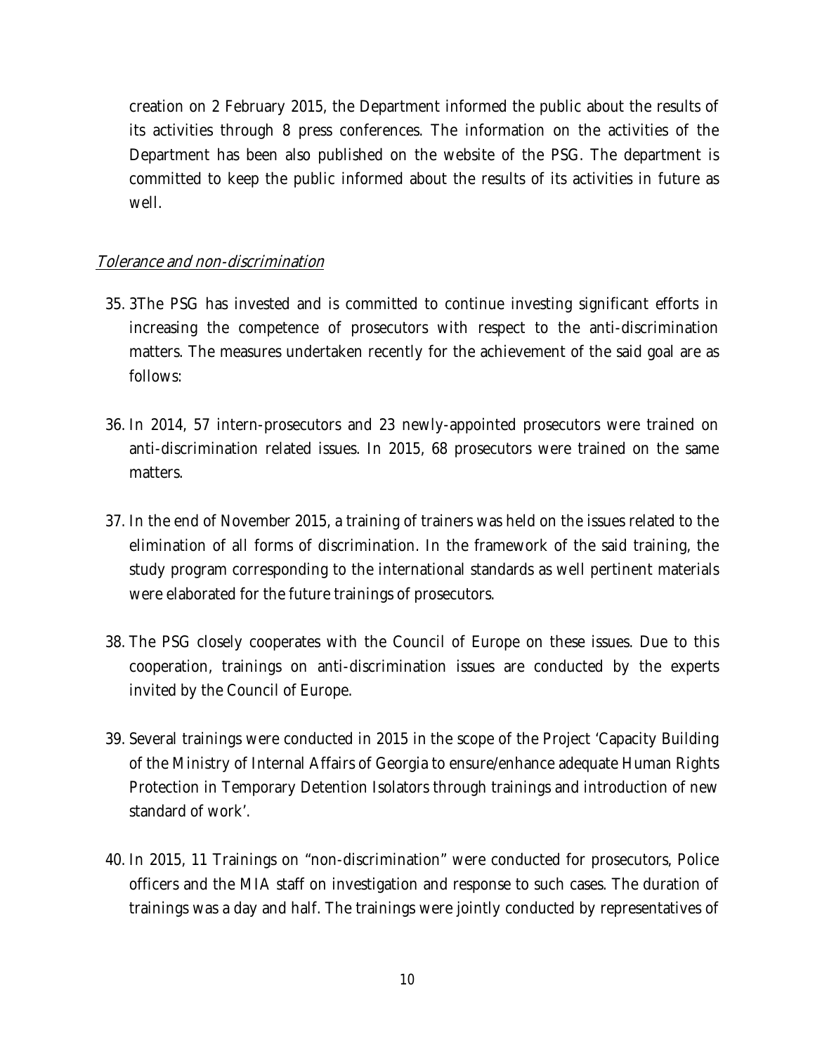creation on 2 February 2015, the Department informed the public about the results of its activities through 8 press conferences. The information on the activities of the Department has been also published on the website of the PSG. The department is committed to keep the public informed about the results of its activities in future as well.

*Tolerance and non-discrimination*

35. 3The PSG has invested and is committed to continue investing significant efforts in increasing the competence of prosecutors with respect to the anti-discrimination matters. The measures undertaken recently for the achievement of the said goal are as follows:

36. In 2014, 57 intern-prosecutors and 23 newly-appointed prosecutors were trained on anti-discrimination related issues. In 2015, 68 prosecutors were trained on the same matters.

37. In the end of November 2015, a training of trainers was held on the issues related to the elimination of all forms of discrimination. In the framework of the said training, the study program corresponding to the international standards as well pertinent materials were elaborated for the future trainings of prosecutors.

38. The PSG closely cooperates with the Council of Europe on these issues. Due to this cooperation, trainings on anti-discrimination issues are conducted by the experts invited by the Council of Europe.

39. Several trainings were conducted in 2015 in the scope of the Project 'Capacity Building of the Ministry of Internal Affairs of Georgia to ensure/enhance adequate Human Rights Protection in Temporary Detention Isolators through trainings and introduction of new standard of work'.

40. In 2015, 11 Trainings on "non-discrimination" were conducted for prosecutors, Police officers and the MIA staff on investigation and response to such cases. The duration of trainings was a day and half. The trainings were jointly conducted by representatives of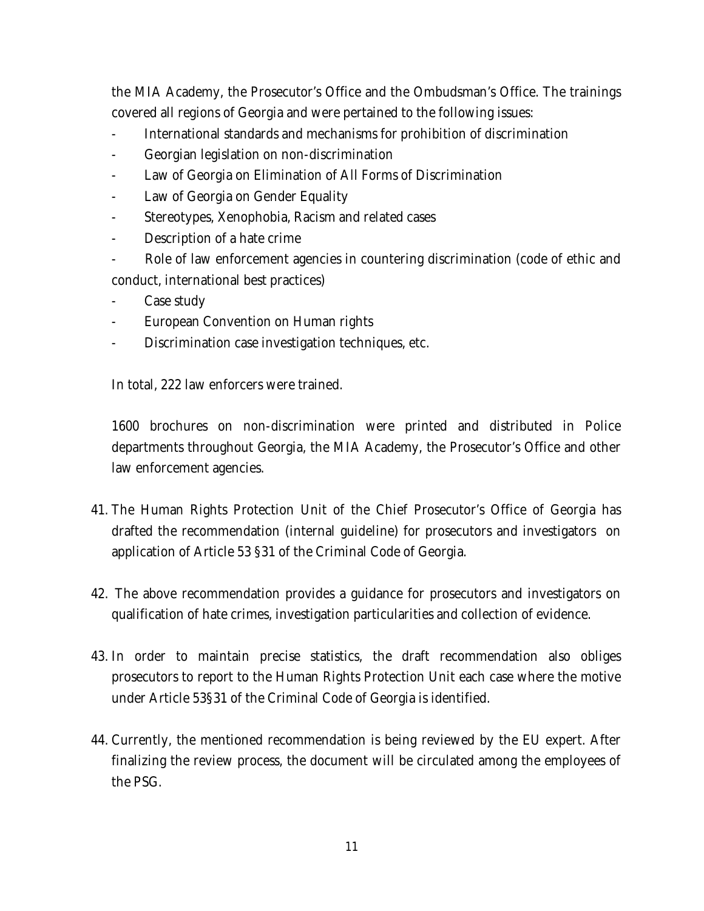the MIA Academy, the Prosecutor's Office and the Ombudsman's Office. The trainings covered all regions of Georgia and were pertained to the following issues:

- International standards and mechanisms for prohibition of discrimination
- Georgian legislation on non-discrimination
- Law of Georgia on Elimination of All Forms of Discrimination
- Law of Georgia on Gender Equality
- Stereotypes, Xenophobia, Racism and related cases
- Description of a hate crime
- Role of law enforcement agencies in countering discrimination (code of ethic and conduct, international best practices)
- Case study
- European Convention on Human rights
- Discrimination case investigation techniques, etc.

In total, 222 law enforcers were trained.

1600 brochures on non-discrimination were printed and distributed in Police departments throughout Georgia, the MIA Academy, the Prosecutor's Office and other law enforcement agencies.

41. The Human Rights Protection Unit of the Chief Prosecutor's Office of Georgia has drafted the recommendation (internal guideline) for prosecutors and investigators on application of Article 53 §31 of the Criminal Code of Georgia.

42. The above recommendation provides a guidance for prosecutors and investigators on qualification of hate crimes, investigation particularities and collection of evidence.

43. In order to maintain precise statistics, the draft recommendation also obliges prosecutors to report to the Human Rights Protection Unit each case where the motive under Article 53§31 of the Criminal Code of Georgia is identified.

44. Currently, the mentioned recommendation is being reviewed by the EU expert. After finalizing the review process, the document will be circulated among the employees of the PSG.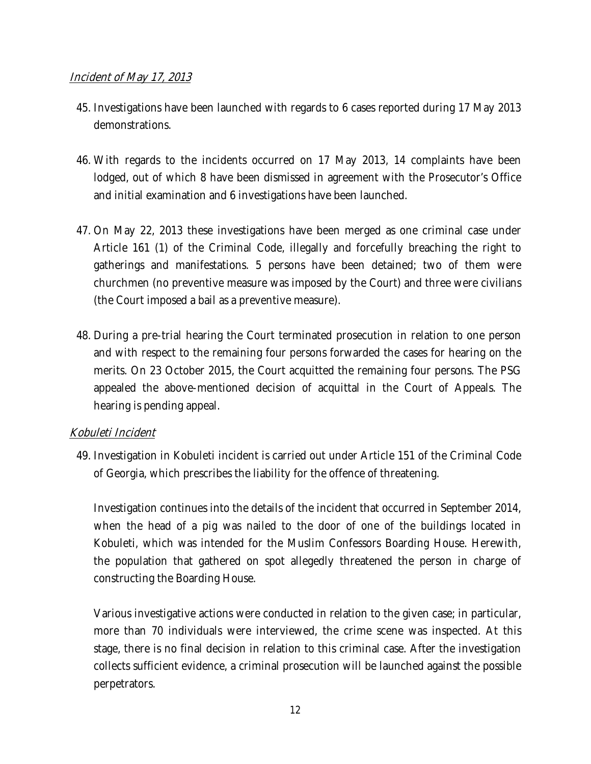*Incident of May 17, 2013*

45. Investigations have been launched with regards to 6 cases reported during 17 May 2013 demonstrations.

46. With regards to the incidents occurred on 17 May 2013, 14 complaints have been lodged, out of which 8 have been dismissed in agreement with the Prosecutor's Office and initial examination and 6 investigations have been launched.

47. On May 22, 2013 these investigations have been merged as one criminal case under Article 161 (1) of the Criminal Code, illegally and forcefully breaching the right to gatherings and manifestations. 5 persons have been detained; two of them were churchmen (no preventive measure was imposed by the Court) and three were civilians (the Court imposed a bail as a preventive measure).

48. During a pre-trial hearing the Court terminated prosecution in relation to one person and with respect to the remaining four persons forwarded the cases for hearing on the merits. On 23 October 2015, the Court acquitted the remaining four persons. The PSG appealed the above-mentioned decision of acquittal in the Court of Appeals. The hearing is pending appeal.

*Kobuleti Incident*

49. Investigation in Kobuleti incident is carried out under Article 151 of the Criminal Code of Georgia, which prescribes the liability for the offence of threatening.

    Investigation continues into the details of the incident that occurred in September 2014, when the head of a pig was nailed to the door of one of the buildings located in Kobuleti, which was intended for the Muslim Confessors Boarding House. Herewith, the population that gathered on spot allegedly threatened the person in charge of constructing the Boarding House.

    Various investigative actions were conducted in relation to the given case; in particular, more than 70 individuals were interviewed, the crime scene was inspected. At this stage, there is no final decision in relation to this criminal case. After the investigation collects sufficient evidence, a criminal prosecution will be launched against the possible perpetrators.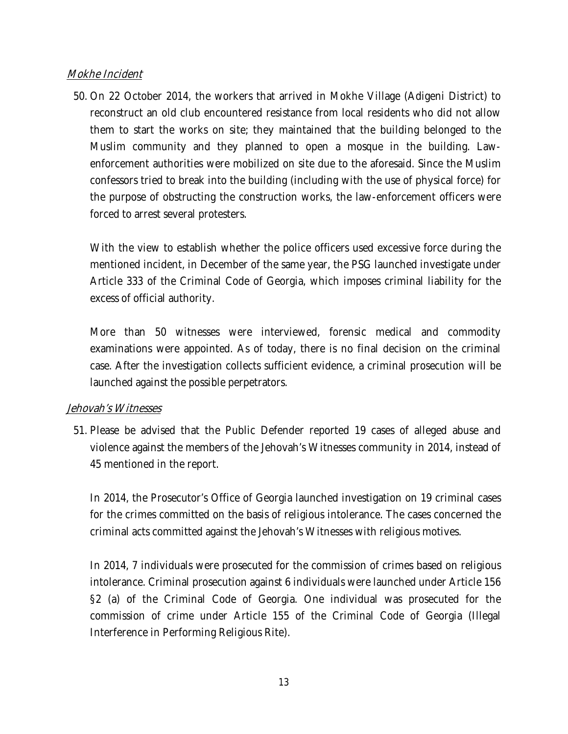*Mokhe Incident*

50. On 22 October 2014, the workers that arrived in Mokhe Village (Adigeni District) to reconstruct an old club encountered resistance from local residents who did not allow them to start the works on site; they maintained that the building belonged to the Muslim community and they planned to open a mosque in the building. Law-enforcement authorities were mobilized on site due to the aforesaid. Since the Muslim confessors tried to break into the building (including with the use of physical force) for the purpose of obstructing the construction works, the law-enforcement officers were forced to arrest several protesters.

    With the view to establish whether the police officers used excessive force during the mentioned incident, in December of the same year, the PSG launched investigate under Article 333 of the Criminal Code of Georgia, which imposes criminal liability for the excess of official authority.

    More than 50 witnesses were interviewed, forensic medical and commodity examinations were appointed. As of today, there is no final decision on the criminal case. After the investigation collects sufficient evidence, a criminal prosecution will be launched against the possible perpetrators.

*Jehovah's Witnesses*

51. Please be advised that the Public Defender reported 19 cases of alleged abuse and violence against the members of the Jehovah's Witnesses community in 2014, instead of 45 mentioned in the report.

    In 2014, the Prosecutor's Office of Georgia launched investigation on 19 criminal cases for the crimes committed on the basis of religious intolerance. The cases concerned the criminal acts committed against the Jehovah's Witnesses with religious motives.

    In 2014, 7 individuals were prosecuted for the commission of crimes based on religious intolerance. Criminal prosecution against 6 individuals were launched under Article 156 §2 (a) of the Criminal Code of Georgia. One individual was prosecuted for the commission of crime under Article 155 of the Criminal Code of Georgia (Illegal Interference in Performing Religious Rite).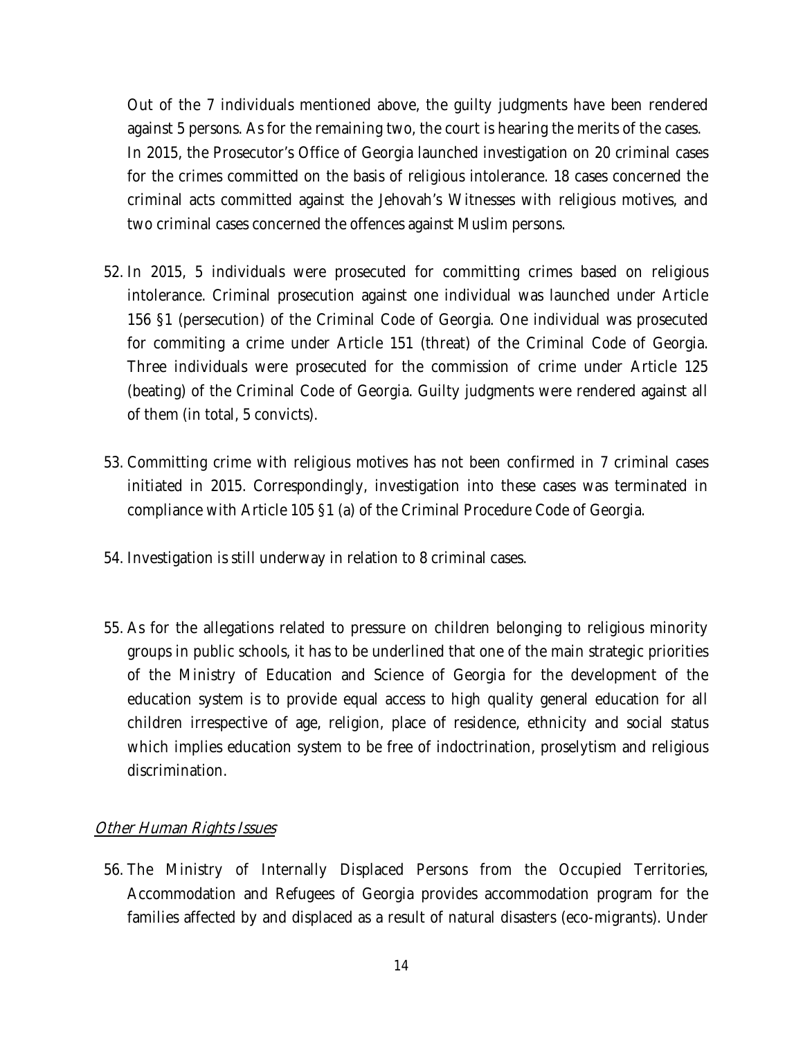Out of the 7 individuals mentioned above, the guilty judgments have been rendered against 5 persons. As for the remaining two, the court is hearing the merits of the cases. In 2015, the Prosecutor's Office of Georgia launched investigation on 20 criminal cases for the crimes committed on the basis of religious intolerance. 18 cases concerned the criminal acts committed against the Jehovah's Witnesses with religious motives, and two criminal cases concerned the offences against Muslim persons.

52. In 2015, 5 individuals were prosecuted for committing crimes based on religious intolerance. Criminal prosecution against one individual was launched under Article 156 §1 (persecution) of the Criminal Code of Georgia. One individual was prosecuted for commiting a crime under Article 151 (threat) of the Criminal Code of Georgia. Three individuals were prosecuted for the commission of crime under Article 125 (beating) of the Criminal Code of Georgia. Guilty judgments were rendered against all of them (in total, 5 convicts).

53. Committing crime with religious motives has not been confirmed in 7 criminal cases initiated in 2015. Correspondingly, investigation into these cases was terminated in compliance with Article 105 §1 (a) of the Criminal Procedure Code of Georgia.

54. Investigation is still underway in relation to 8 criminal cases.

55. As for the allegations related to pressure on children belonging to religious minority groups in public schools, it has to be underlined that one of the main strategic priorities of the Ministry of Education and Science of Georgia for the development of the education system is to provide equal access to high quality general education for all children irrespective of age, religion, place of residence, ethnicity and social status which implies education system to be free of indoctrination, proselytism and religious discrimination.

*Other Human Rights Issues*

56. The Ministry of Internally Displaced Persons from the Occupied Territories, Accommodation and Refugees of Georgia provides accommodation program for the families affected by and displaced as a result of natural disasters (eco-migrants). Under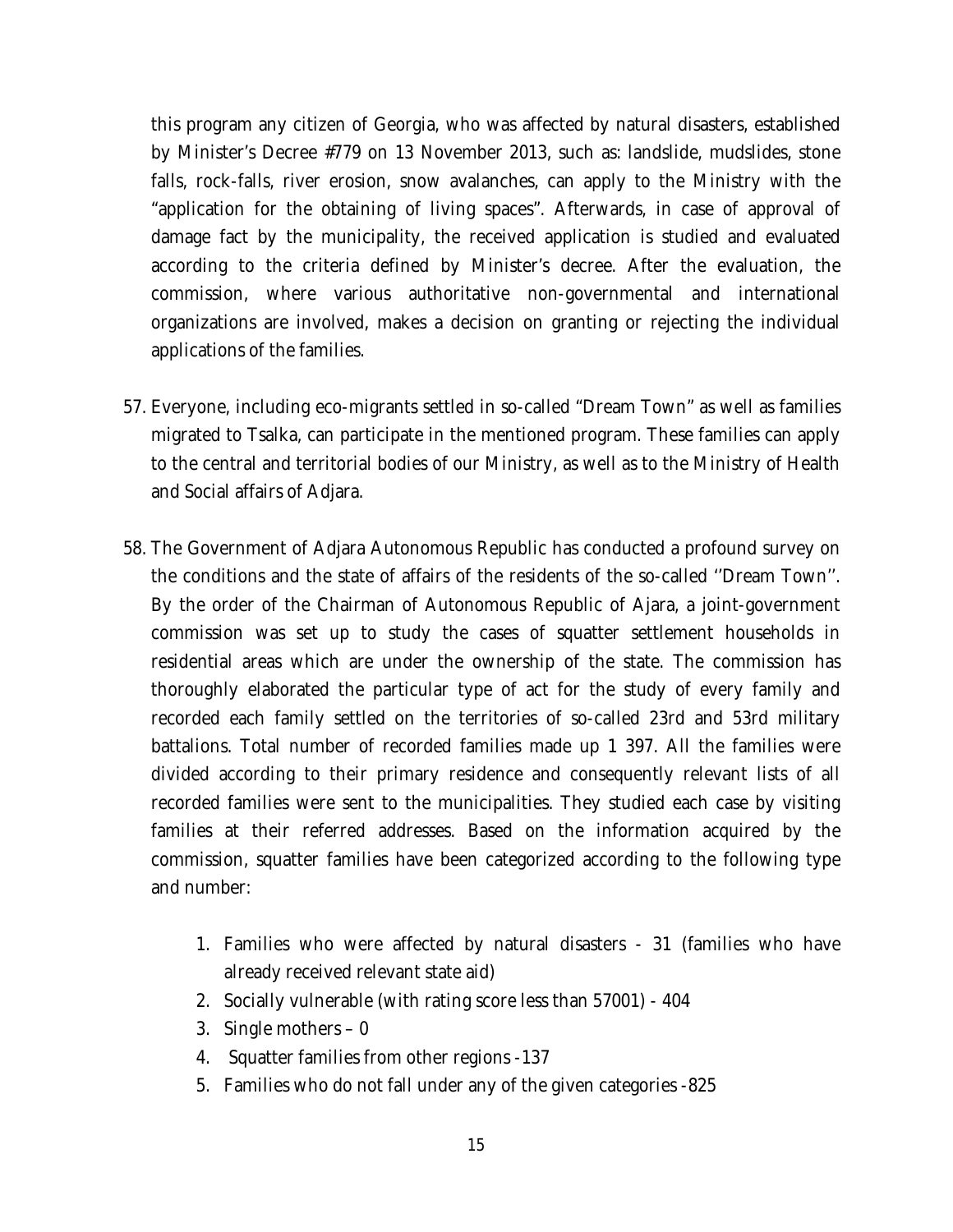this program any citizen of Georgia, who was affected by natural disasters, established by Minister's Decree #779 on 13 November 2013, such as: landslide, mudslides, stone falls, rock-falls, river erosion, snow avalanches, can apply to the Ministry with the "application for the obtaining of living spaces". Afterwards, in case of approval of damage fact by the municipality, the received application is studied and evaluated according to the criteria defined by Minister's decree. After the evaluation, the commission, where various authoritative non-governmental and international organizations are involved, makes a decision on granting or rejecting the individual applications of the families.

57. Everyone, including eco-migrants settled in so-called "Dream Town" as well as families migrated to Tsalka, can participate in the mentioned program. These families can apply to the central and territorial bodies of our Ministry, as well as to the Ministry of Health and Social affairs of Adjara.

58. The Government of Adjara Autonomous Republic has conducted a profound survey on the conditions and the state of affairs of the residents of the so-called ''Dream Town''. By the order of the Chairman of Autonomous Republic of Ajara, a joint-government commission was set up to study the cases of squatter settlement households in residential areas which are under the ownership of the state. The commission has thoroughly elaborated the particular type of act for the study of every family and recorded each family settled on the territories of so-called 23rd and 53rd military battalions. Total number of recorded families made up 1 397. All the families were divided according to their primary residence and consequently relevant lists of all recorded families were sent to the municipalities. They studied each case by visiting families at their referred addresses. Based on the information acquired by the commission, squatter families have been categorized according to the following type and number:

    1. Families who were affected by natural disasters - 31 (families who have already received relevant state aid)
    2. Socially vulnerable (with rating score less than 57001) - 404
    3. Single mothers – 0
    4. Squatter families from other regions -137
    5. Families who do not fall under any of the given categories -825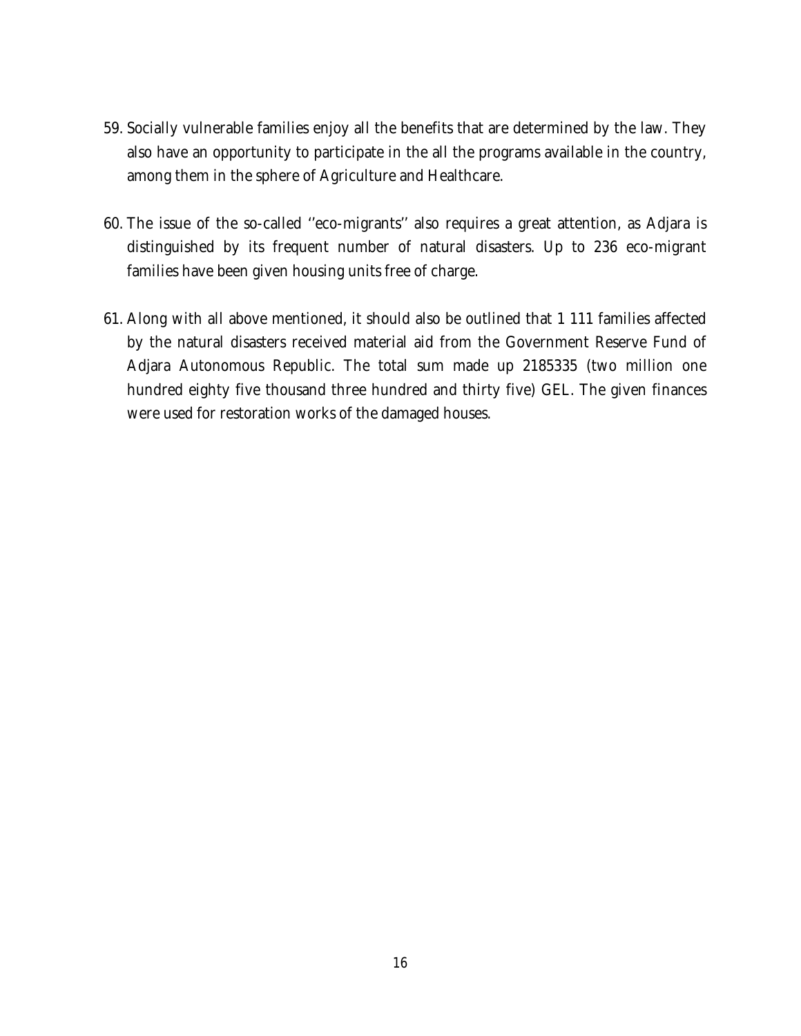59. Socially vulnerable families enjoy all the benefits that are determined by the law. They also have an opportunity to participate in the all the programs available in the country, among them in the sphere of Agriculture and Healthcare.

60. The issue of the so-called ''eco-migrants'' also requires a great attention, as Adjara is distinguished by its frequent number of natural disasters. Up to 236 eco-migrant families have been given housing units free of charge.

61. Along with all above mentioned, it should also be outlined that 1 111 families affected by the natural disasters received material aid from the Government Reserve Fund of Adjara Autonomous Republic. The total sum made up 2185335 (two million one hundred eighty five thousand three hundred and thirty five) GEL. The given finances were used for restoration works of the damaged houses.